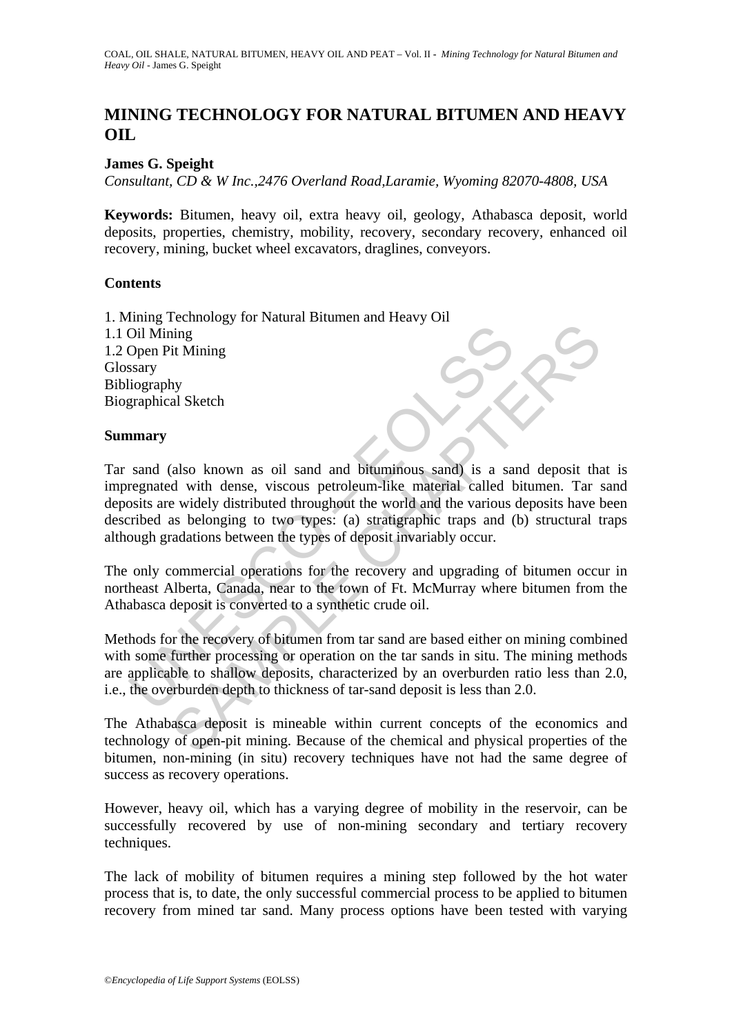# MINING TECHNOLOGY FOR NATURAL BITUMEN AND HEAVY OIL

**James G. Speight**

*Consultant, CD & W Inc.,2476 Overland Road,Laramie, Wyoming 82070-4808, USA*

**Keywords:** Bitumen, heavy oil, extra heavy oil, geology, Athabasca deposit, world deposits, properties, chemistry, mobility, recovery, secondary recovery, enhanced oil recovery, mining, bucket wheel excavators, draglines, conveyors.

## Contents

1. Mining Technology for Natural Bitumen and Heavy Oil
1.1 Oil Mining
1.2 Open Pit Mining
Glossary
Bibliography
Biographical Sketch

## Summary

Tar sand (also known as oil sand and bituminous sand) is a sand deposit that is impregnated with dense, viscous petroleum-like material called bitumen. Tar sand deposits are widely distributed throughout the world and the various deposits have been described as belonging to two types: (a) stratigraphic traps and (b) structural traps although gradations between the types of deposit invariably occur.

The only commercial operations for the recovery and upgrading of bitumen occur in northeast Alberta, Canada, near to the town of Ft. McMurray where bitumen from the Athabasca deposit is converted to a synthetic crude oil.

Methods for the recovery of bitumen from tar sand are based either on mining combined with some further processing or operation on the tar sands in situ. The mining methods are applicable to shallow deposits, characterized by an overburden ratio less than 2.0, i.e., the overburden depth to thickness of tar-sand deposit is less than 2.0.

The Athabasca deposit is mineable within current concepts of the economics and technology of open-pit mining. Because of the chemical and physical properties of the bitumen, non-mining (in situ) recovery techniques have not had the same degree of success as recovery operations.

However, heavy oil, which has a varying degree of mobility in the reservoir, can be successfully recovered by use of non-mining secondary and tertiary recovery techniques.

The lack of mobility of bitumen requires a mining step followed by the hot water process that is, to date, the only successful commercial process to be applied to bitumen recovery from mined tar sand. Many process options have been tested with varying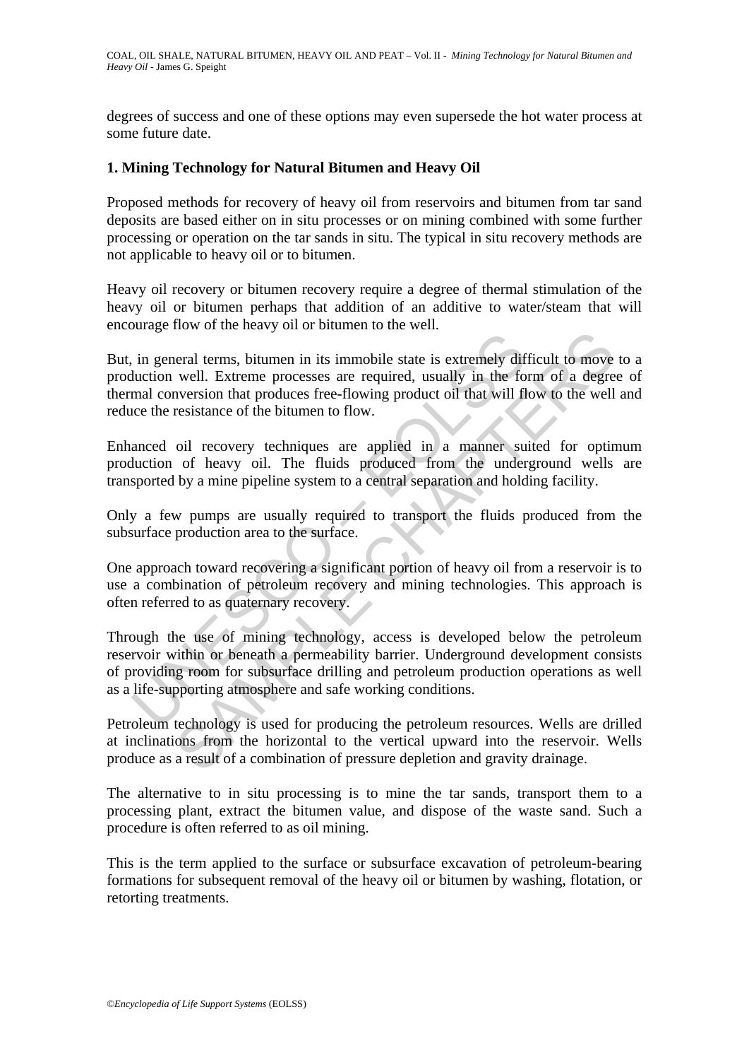degrees of success and one of these options may even supersede the hot water process at some future date.

## 1. Mining Technology for Natural Bitumen and Heavy Oil

Proposed methods for recovery of heavy oil from reservoirs and bitumen from tar sand deposits are based either on in situ processes or on mining combined with some further processing or operation on the tar sands in situ. The typical in situ recovery methods are not applicable to heavy oil or to bitumen.

Heavy oil recovery or bitumen recovery require a degree of thermal stimulation of the heavy oil or bitumen perhaps that addition of an additive to water/steam that will encourage flow of the heavy oil or bitumen to the well.

But, in general terms, bitumen in its immobile state is extremely difficult to move to a production well. Extreme processes are required, usually in the form of a degree of thermal conversion that produces free-flowing product oil that will flow to the well and reduce the resistance of the bitumen to flow.

Enhanced oil recovery techniques are applied in a manner suited for optimum production of heavy oil. The fluids produced from the underground wells are transported by a mine pipeline system to a central separation and holding facility.

Only a few pumps are usually required to transport the fluids produced from the subsurface production area to the surface.

One approach toward recovering a significant portion of heavy oil from a reservoir is to use a combination of petroleum recovery and mining technologies. This approach is often referred to as quaternary recovery.

Through the use of mining technology, access is developed below the petroleum reservoir within or beneath a permeability barrier. Underground development consists of providing room for subsurface drilling and petroleum production operations as well as a life-supporting atmosphere and safe working conditions.

Petroleum technology is used for producing the petroleum resources. Wells are drilled at inclinations from the horizontal to the vertical upward into the reservoir. Wells produce as a result of a combination of pressure depletion and gravity drainage.

The alternative to in situ processing is to mine the tar sands, transport them to a processing plant, extract the bitumen value, and dispose of the waste sand. Such a procedure is often referred to as oil mining.

This is the term applied to the surface or subsurface excavation of petroleum-bearing formations for subsequent removal of the heavy oil or bitumen by washing, flotation, or retorting treatments.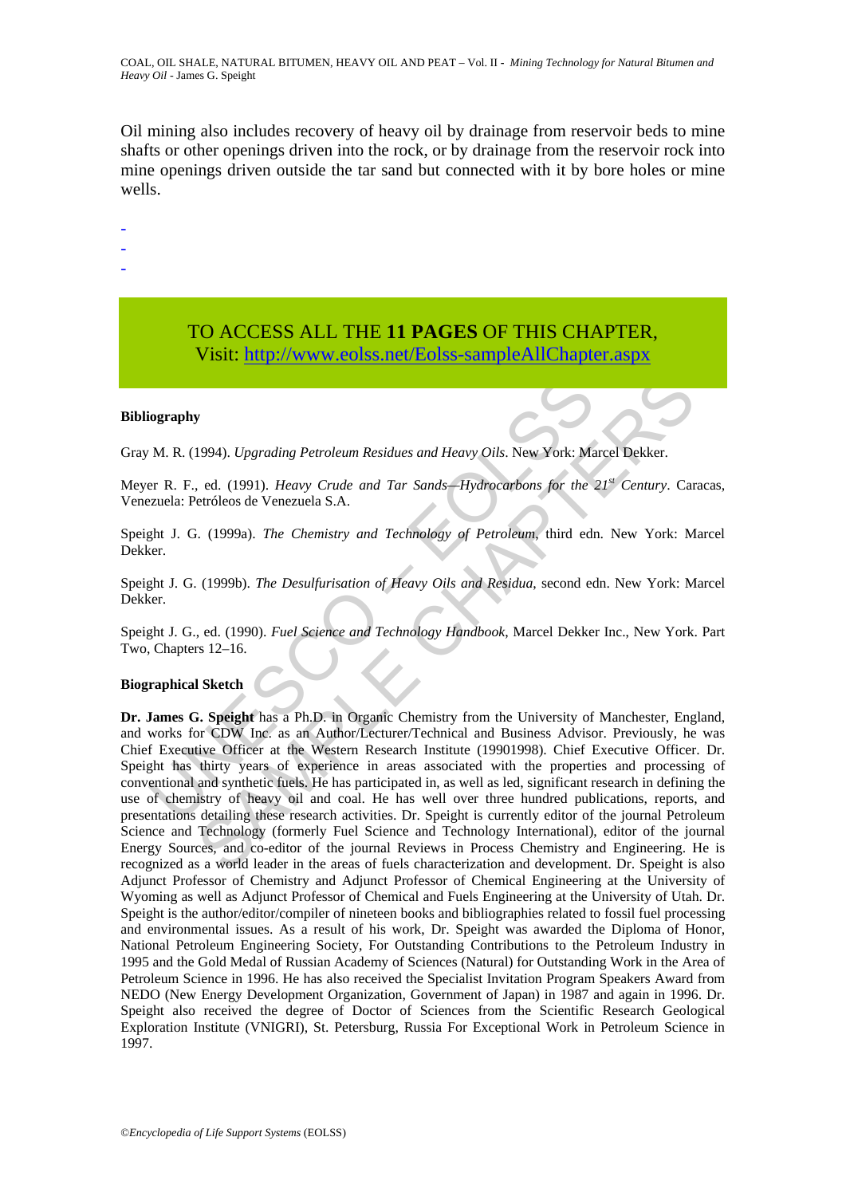Oil mining also includes recovery of heavy oil by drainage from reservoir beds to mine shafts or other openings driven into the rock, or by drainage from the reservoir rock into mine openings driven outside the tar sand but connected with it by bore holes or mine wells.

-
-
-

TO ACCESS ALL THE **11 PAGES** OF THIS CHAPTER,
Visit: http://www.eolss.net/Eolss-sampleAllChapter.aspx

**Bibliography**

Gray M. R. (1994). *Upgrading Petroleum Residues and Heavy Oils*. New York: Marcel Dekker.

Meyer R. F., ed. (1991). *Heavy Crude and Tar Sands—Hydrocarbons for the 21st Century*. Caracas, Venezuela: Petróleos de Venezuela S.A.

Speight J. G. (1999a). *The Chemistry and Technology of Petroleum*, third edn. New York: Marcel Dekker.

Speight J. G. (1999b). *The Desulfurisation of Heavy Oils and Residua*, second edn. New York: Marcel Dekker.

Speight J. G., ed. (1990). *Fuel Science and Technology Handbook*, Marcel Dekker Inc., New York. Part Two, Chapters 12–16.

**Biographical Sketch**

**Dr. James G. Speight** has a Ph.D. in Organic Chemistry from the University of Manchester, England, and works for CDW Inc. as an Author/Lecturer/Technical and Business Advisor. Previously, he was Chief Executive Officer at the Western Research Institute (19901998). Chief Executive Officer. Dr. Speight has thirty years of experience in areas associated with the properties and processing of conventional and synthetic fuels. He has participated in, as well as led, significant research in defining the use of chemistry of heavy oil and coal. He has well over three hundred publications, reports, and presentations detailing these research activities. Dr. Speight is currently editor of the journal Petroleum Science and Technology (formerly Fuel Science and Technology International), editor of the journal Energy Sources, and co-editor of the journal Reviews in Process Chemistry and Engineering. He is recognized as a world leader in the areas of fuels characterization and development. Dr. Speight is also Adjunct Professor of Chemistry and Adjunct Professor of Chemical Engineering at the University of Wyoming as well as Adjunct Professor of Chemical and Fuels Engineering at the University of Utah. Dr. Speight is the author/editor/compiler of nineteen books and bibliographies related to fossil fuel processing and environmental issues. As a result of his work, Dr. Speight was awarded the Diploma of Honor, National Petroleum Engineering Society, For Outstanding Contributions to the Petroleum Industry in 1995 and the Gold Medal of Russian Academy of Sciences (Natural) for Outstanding Work in the Area of Petroleum Science in 1996. He has also received the Specialist Invitation Program Speakers Award from NEDO (New Energy Development Organization, Government of Japan) in 1987 and again in 1996. Dr. Speight also received the degree of Doctor of Sciences from the Scientific Research Geological Exploration Institute (VNIGRI), St. Petersburg, Russia For Exceptional Work in Petroleum Science in 1997.